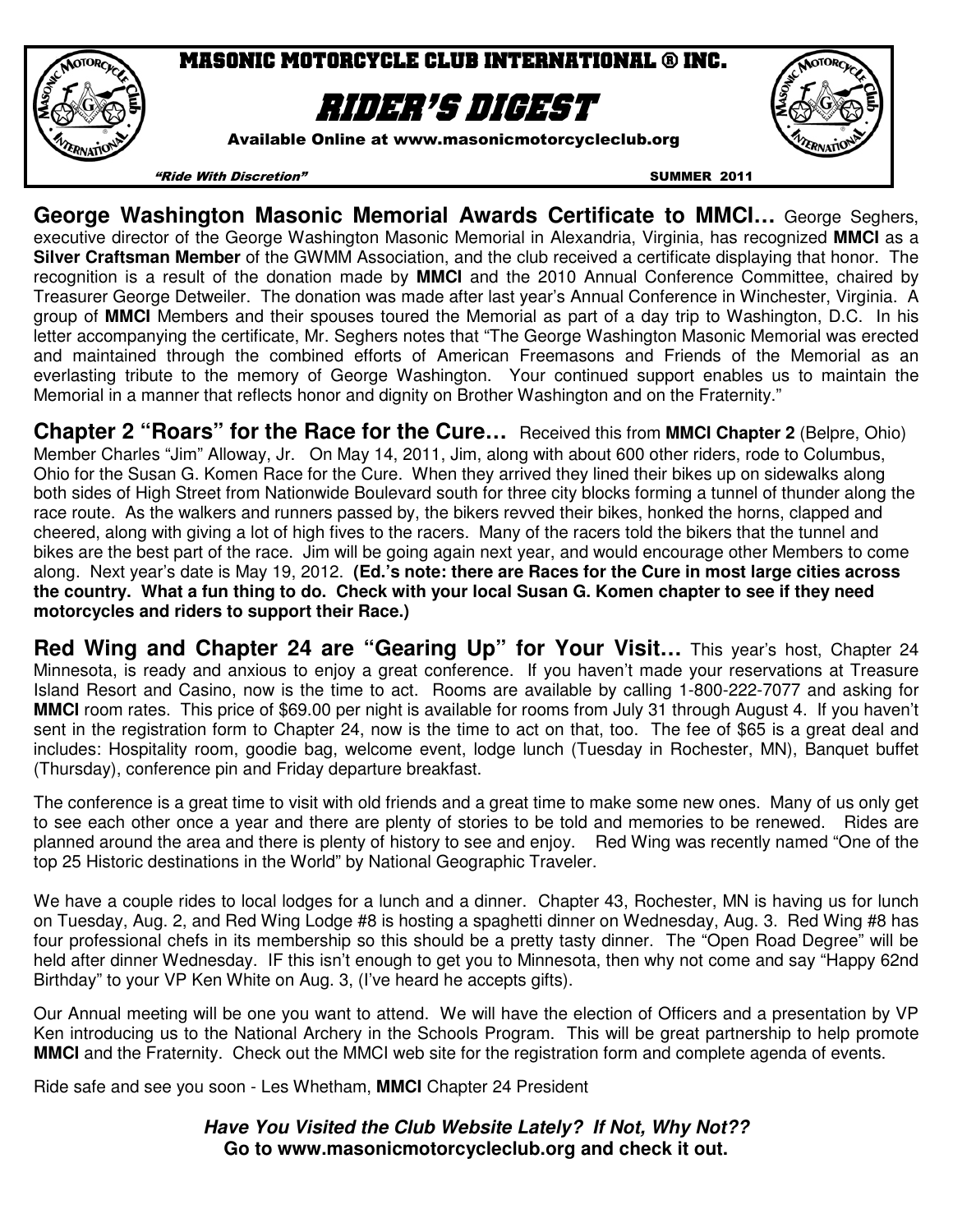# MASONIC MOTORCYCLE CLUB INTERNATIONAL ® INC.

# RIDER'S DIGEST

Available Online at www.masonicmotorcycleclub.org

*"Ride With Discretion"* SUMMER 2011

**George Washington Masonic Memorial Awards Certificate to MMCI…** George Seghers, executive director of the George Washington Masonic Memorial in Alexandria, Virginia, has recognized **MMCI** as a **Silver Craftsman Member** of the GWMM Association, and the club received a certificate displaying that honor. The recognition is a result of the donation made by **MMCI** and the 2010 Annual Conference Committee, chaired by Treasurer George Detweiler. The donation was made after last year's Annual Conference in Winchester, Virginia. A group of **MMCI** Members and their spouses toured the Memorial as part of a day trip to Washington, D.C. In his letter accompanying the certificate, Mr. Seghers notes that "The George Washington Masonic Memorial was erected and maintained through the combined efforts of American Freemasons and Friends of the Memorial as an everlasting tribute to the memory of George Washington. Your continued support enables us to maintain the Memorial in a manner that reflects honor and dignity on Brother Washington and on the Fraternity."

**Chapter 2 "Roars" for the Race for the Cure…** Received this from **MMCI Chapter 2** (Belpre, Ohio) Member Charles "Jim" Alloway, Jr. On May 14, 2011, Jim, along with about 600 other riders, rode to Columbus, Ohio for the Susan G. Komen Race for the Cure. When they arrived they lined their bikes up on sidewalks along both sides of High Street from Nationwide Boulevard south for three city blocks forming a tunnel of thunder along the race route. As the walkers and runners passed by, the bikers revved their bikes, honked the horns, clapped and cheered, along with giving a lot of high fives to the racers. Many of the racers told the bikers that the tunnel and bikes are the best part of the race. Jim will be going again next year, and would encourage other Members to come along. Next year's date is May 19, 2012. **(Ed.'s note: there are Races for the Cure in most large cities across the country. What a fun thing to do. Check with your local Susan G. Komen chapter to see if they need motorcycles and riders to support their Race.)**

**Red Wing and Chapter 24 are "Gearing Up" for Your Visit…** This year's host, Chapter 24 Minnesota, is ready and anxious to enjoy a great conference. If you haven't made your reservations at Treasure Island Resort and Casino, now is the time to act. Rooms are available by calling 1-800-222-7077 and asking for **MMCI** room rates. This price of $69.00 per night is available for rooms from July 31 through August 4. If you haven't sent in the registration form to Chapter 24, now is the time to act on that, too. The fee of $65 is a great deal and includes: Hospitality room, goodie bag, welcome event, lodge lunch (Tuesday in Rochester, MN), Banquet buffet (Thursday), conference pin and Friday departure breakfast.

The conference is a great time to visit with old friends and a great time to make some new ones. Many of us only get to see each other once a year and there are plenty of stories to be told and memories to be renewed. Rides are planned around the area and there is plenty of history to see and enjoy. Red Wing was recently named "One of the top 25 Historic destinations in the World" by National Geographic Traveler.

We have a couple rides to local lodges for a lunch and a dinner. Chapter 43, Rochester, MN is having us for lunch on Tuesday, Aug. 2, and Red Wing Lodge #8 is hosting a spaghetti dinner on Wednesday, Aug. 3. Red Wing #8 has four professional chefs in its membership so this should be a pretty tasty dinner. The "Open Road Degree" will be held after dinner Wednesday. IF this isn't enough to get you to Minnesota, then why not come and say "Happy 62nd Birthday" to your VP Ken White on Aug. 3, (I've heard he accepts gifts).

Our Annual meeting will be one you want to attend. We will have the election of Officers and a presentation by VP Ken introducing us to the National Archery in the Schools Program. This will be great partnership to help promote **MMCI** and the Fraternity. Check out the MMCI web site for the registration form and complete agenda of events.

Ride safe and see you soon - Les Whetham, **MMCI** Chapter 24 President

***Have You Visited the Club Website Lately? If Not, Why Not??***
**Go to www.masonicmotorcycleclub.org and check it out.**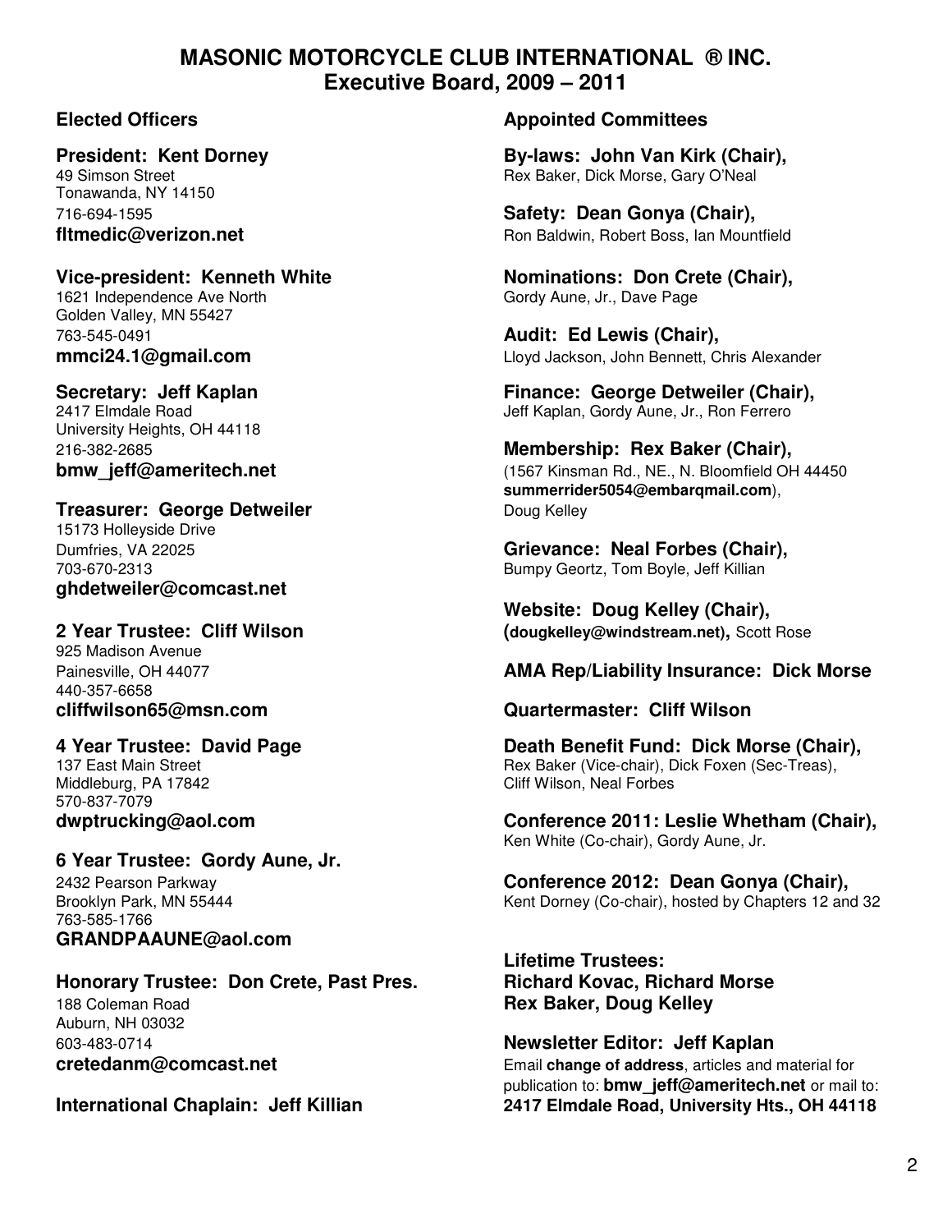# MASONIC MOTORCYCLE CLUB INTERNATIONAL ® INC.
## Executive Board, 2009 – 2011

### Elected Officers

**President: Kent Dorney**
49 Simson Street
Tonawanda, NY 14150
716-694-1595
**fltmedic@verizon.net**

**Vice-president: Kenneth White**
1621 Independence Ave North
Golden Valley, MN 55427
763-545-0491
**mmci24.1@gmail.com**

**Secretary: Jeff Kaplan**
2417 Elmdale Road
University Heights, OH 44118
216-382-2685
**bmw_jeff@ameritech.net**

**Treasurer: George Detweiler**
15173 Holleyside Drive
Dumfries, VA 22025
703-670-2313
**ghdetweiler@comcast.net**

**2 Year Trustee: Cliff Wilson**
925 Madison Avenue
Painesville, OH 44077
440-357-6658
**cliffwilson65@msn.com**

**4 Year Trustee: David Page**
137 East Main Street
Middleburg, PA 17842
570-837-7079
**dwptrucking@aol.com**

**6 Year Trustee: Gordy Aune, Jr.**
2432 Pearson Parkway
Brooklyn Park, MN 55444
763-585-1766
**GRANDPAAUNE@aol.com**

**Honorary Trustee: Don Crete, Past Pres.**
188 Coleman Road
Auburn, NH 03032
603-483-0714
**cretedanm@comcast.net**

**International Chaplain: Jeff Killian**

### Appointed Committees

**By-laws: John Van Kirk (Chair),**
Rex Baker, Dick Morse, Gary O'Neal

**Safety: Dean Gonya (Chair),**
Ron Baldwin, Robert Boss, Ian Mountfield

**Nominations: Don Crete (Chair),**
Gordy Aune, Jr., Dave Page

**Audit: Ed Lewis (Chair),**
Lloyd Jackson, John Bennett, Chris Alexander

**Finance: George Detweiler (Chair),**
Jeff Kaplan, Gordy Aune, Jr., Ron Ferrero

**Membership: Rex Baker (Chair),**
(1567 Kinsman Rd., NE., N. Bloomfield OH 44450 **summerrider5054@embarqmail.com**),
Doug Kelley

**Grievance: Neal Forbes (Chair),**
Bumpy Geortz, Tom Boyle, Jeff Killian

**Website: Doug Kelley (Chair),**
**(dougkelley@windstream.net),** Scott Rose

**AMA Rep/Liability Insurance: Dick Morse**

**Quartermaster: Cliff Wilson**

**Death Benefit Fund: Dick Morse (Chair),**
Rex Baker (Vice-chair), Dick Foxen (Sec-Treas),
Cliff Wilson, Neal Forbes

**Conference 2011: Leslie Whetham (Chair),**
Ken White (Co-chair), Gordy Aune, Jr.

**Conference 2012: Dean Gonya (Chair),**
Kent Dorney (Co-chair), hosted by Chapters 12 and 32

**Lifetime Trustees:**
**Richard Kovac, Richard Morse**
**Rex Baker, Doug Kelley**

**Newsletter Editor: Jeff Kaplan**
Email **change of address**, articles and material for publication to: **bmw_jeff@ameritech.net** or mail to:
**2417 Elmdale Road, University Hts., OH 44118**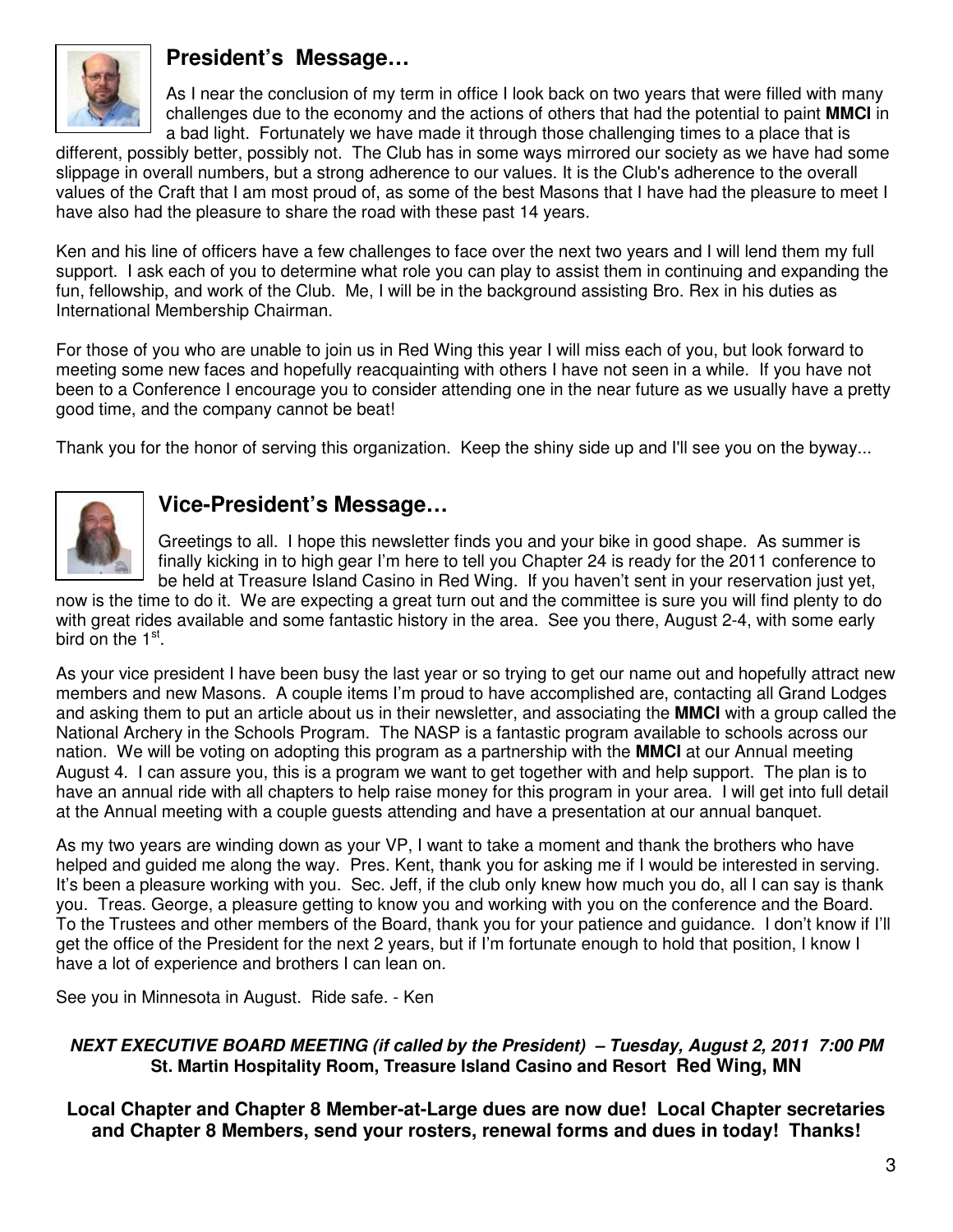## President's Message…

As I near the conclusion of my term in office I look back on two years that were filled with many challenges due to the economy and the actions of others that had the potential to paint **MMCI** in a bad light. Fortunately we have made it through those challenging times to a place that is different, possibly better, possibly not. The Club has in some ways mirrored our society as we have had some slippage in overall numbers, but a strong adherence to our values. It is the Club's adherence to the overall values of the Craft that I am most proud of, as some of the best Masons that I have had the pleasure to meet I have also had the pleasure to share the road with these past 14 years.

Ken and his line of officers have a few challenges to face over the next two years and I will lend them my full support. I ask each of you to determine what role you can play to assist them in continuing and expanding the fun, fellowship, and work of the Club. Me, I will be in the background assisting Bro. Rex in his duties as International Membership Chairman.

For those of you who are unable to join us in Red Wing this year I will miss each of you, but look forward to meeting some new faces and hopefully reacquainting with others I have not seen in a while. If you have not been to a Conference I encourage you to consider attending one in the near future as we usually have a pretty good time, and the company cannot be beat!

Thank you for the honor of serving this organization. Keep the shiny side up and I'll see you on the byway...

## Vice-President's Message…

Greetings to all. I hope this newsletter finds you and your bike in good shape. As summer is finally kicking in to high gear I'm here to tell you Chapter 24 is ready for the 2011 conference to be held at Treasure Island Casino in Red Wing. If you haven't sent in your reservation just yet, now is the time to do it. We are expecting a great turn out and the committee is sure you will find plenty to do with great rides available and some fantastic history in the area. See you there, August 2-4, with some early bird on the 1st.

As your vice president I have been busy the last year or so trying to get our name out and hopefully attract new members and new Masons. A couple items I'm proud to have accomplished are, contacting all Grand Lodges and asking them to put an article about us in their newsletter, and associating the **MMCI** with a group called the National Archery in the Schools Program. The NASP is a fantastic program available to schools across our nation. We will be voting on adopting this program as a partnership with the **MMCI** at our Annual meeting August 4. I can assure you, this is a program we want to get together with and help support. The plan is to have an annual ride with all chapters to help raise money for this program in your area. I will get into full detail at the Annual meeting with a couple guests attending and have a presentation at our annual banquet.

As my two years are winding down as your VP, I want to take a moment and thank the brothers who have helped and guided me along the way. Pres. Kent, thank you for asking me if I would be interested in serving. It's been a pleasure working with you. Sec. Jeff, if the club only knew how much you do, all I can say is thank you. Treas. George, a pleasure getting to know you and working with you on the conference and the Board. To the Trustees and other members of the Board, thank you for your patience and guidance. I don't know if I'll get the office of the President for the next 2 years, but if I'm fortunate enough to hold that position, I know I have a lot of experience and brothers I can lean on.

See you in Minnesota in August. Ride safe. - Ken

***NEXT EXECUTIVE BOARD MEETING (if called by the President) – Tuesday, August 2, 2011 7:00 PM***
**St. Martin Hospitality Room, Treasure Island Casino and Resort Red Wing, MN**

**Local Chapter and Chapter 8 Member-at-Large dues are now due! Local Chapter secretaries and Chapter 8 Members, send your rosters, renewal forms and dues in today! Thanks!**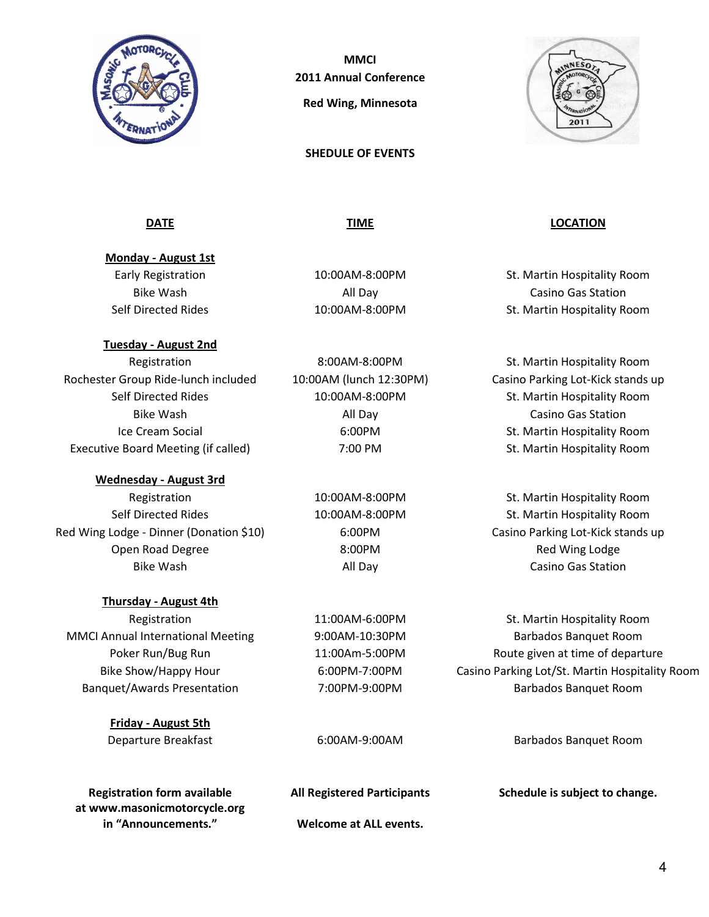**MMCI**

**2011 Annual Conference**

**Red Wing, Minnesota**

**SHEDULE OF EVENTS**

| DATE | TIME | LOCATION |
|---|---|---|
| **Monday - August 1st** | | |
| Early Registration | 10:00AM-8:00PM | St. Martin Hospitality Room |
| Bike Wash | All Day | Casino Gas Station |
| Self Directed Rides | 10:00AM-8:00PM | St. Martin Hospitality Room |
| **Tuesday - August 2nd** | | |
| Registration | 8:00AM-8:00PM | St. Martin Hospitality Room |
| Rochester Group Ride-lunch included | 10:00AM (lunch 12:30PM) | Casino Parking Lot-Kick stands up |
| Self Directed Rides | 10:00AM-8:00PM | St. Martin Hospitality Room |
| Bike Wash | All Day | Casino Gas Station |
| Ice Cream Social | 6:00PM | St. Martin Hospitality Room |
| Executive Board Meeting (if called) | 7:00 PM | St. Martin Hospitality Room |
| **Wednesday - August 3rd** | | |
| Registration | 10:00AM-8:00PM | St. Martin Hospitality Room |
| Self Directed Rides | 10:00AM-8:00PM | St. Martin Hospitality Room |
| Red Wing Lodge - Dinner (Donation $10) | 6:00PM | Casino Parking Lot-Kick stands up |
| Open Road Degree | 8:00PM | Red Wing Lodge |
| Bike Wash | All Day | Casino Gas Station |
| **Thursday - August 4th** | | |
| Registration | 11:00AM-6:00PM | St. Martin Hospitality Room |
| MMCI Annual International Meeting | 9:00AM-10:30PM | Barbados Banquet Room |
| Poker Run/Bug Run | 11:00Am-5:00PM | Route given at time of departure |
| Bike Show/Happy Hour | 6:00PM-7:00PM | Casino Parking Lot/St. Martin Hospitality Room |
| Banquet/Awards Presentation | 7:00PM-9:00PM | Barbados Banquet Room |
| **Friday - August 5th** | | |
| Departure Breakfast | 6:00AM-9:00AM | Barbados Banquet Room |

**Registration form available at www.masonicmotorcycle.org in "Announcements."**

**All Registered Participants Welcome at ALL events.**

**Schedule is subject to change.**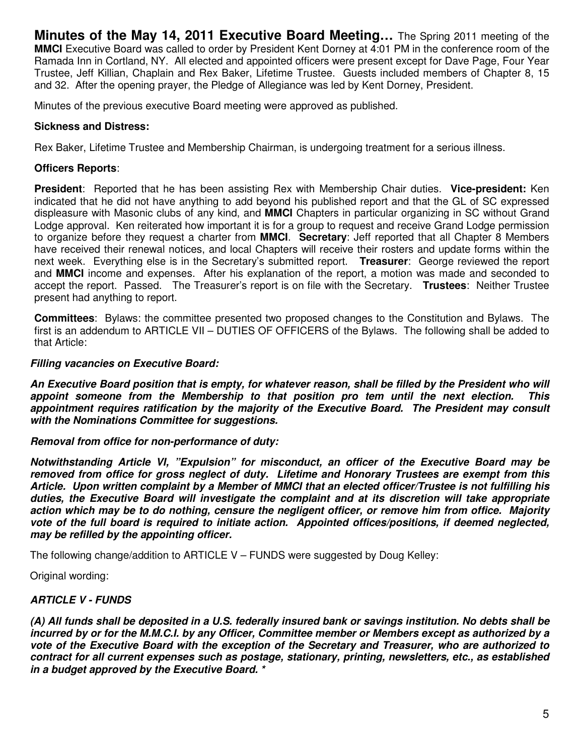**Minutes of the May 14, 2011 Executive Board Meeting…** The Spring 2011 meeting of the **MMCI** Executive Board was called to order by President Kent Dorney at 4:01 PM in the conference room of the Ramada Inn in Cortland, NY. All elected and appointed officers were present except for Dave Page, Four Year Trustee, Jeff Killian, Chaplain and Rex Baker, Lifetime Trustee. Guests included members of Chapter 8, 15 and 32. After the opening prayer, the Pledge of Allegiance was led by Kent Dorney, President.

Minutes of the previous executive Board meeting were approved as published.

**Sickness and Distress:**

Rex Baker, Lifetime Trustee and Membership Chairman, is undergoing treatment for a serious illness.

**Officers Reports**:

**President**: Reported that he has been assisting Rex with Membership Chair duties. **Vice-president:** Ken indicated that he did not have anything to add beyond his published report and that the GL of SC expressed displeasure with Masonic clubs of any kind, and **MMCI** Chapters in particular organizing in SC without Grand Lodge approval. Ken reiterated how important it is for a group to request and receive Grand Lodge permission to organize before they request a charter from **MMCI**. **Secretary**: Jeff reported that all Chapter 8 Members have received their renewal notices, and local Chapters will receive their rosters and update forms within the next week. Everything else is in the Secretary's submitted report. **Treasurer**: George reviewed the report and **MMCI** income and expenses. After his explanation of the report, a motion was made and seconded to accept the report. Passed. The Treasurer's report is on file with the Secretary. **Trustees**: Neither Trustee present had anything to report.

**Committees**: Bylaws: the committee presented two proposed changes to the Constitution and Bylaws. The first is an addendum to ARTICLE VII – DUTIES OF OFFICERS of the Bylaws. The following shall be added to that Article:

***Filling vacancies on Executive Board:***

***An Executive Board position that is empty, for whatever reason, shall be filled by the President who will appoint someone from the Membership to that position pro tem until the next election. This appointment requires ratification by the majority of the Executive Board. The President may consult with the Nominations Committee for suggestions.***

***Removal from office for non-performance of duty:***

***Notwithstanding Article VI, "Expulsion" for misconduct, an officer of the Executive Board may be removed from office for gross neglect of duty. Lifetime and Honorary Trustees are exempt from this Article. Upon written complaint by a Member of MMCI that an elected officer/Trustee is not fulfilling his duties, the Executive Board will investigate the complaint and at its discretion will take appropriate action which may be to do nothing, censure the negligent officer, or remove him from office. Majority vote of the full board is required to initiate action. Appointed offices/positions, if deemed neglected, may be refilled by the appointing officer.***

The following change/addition to ARTICLE V – FUNDS were suggested by Doug Kelley:

Original wording:

***ARTICLE V - FUNDS***

***(A) All funds shall be deposited in a U.S. federally insured bank or savings institution. No debts shall be incurred by or for the M.M.C.I. by any Officer, Committee member or Members except as authorized by a vote of the Executive Board with the exception of the Secretary and Treasurer, who are authorized to contract for all current expenses such as postage, stationary, printing, newsletters, etc., as established in a budget approved by the Executive Board. \****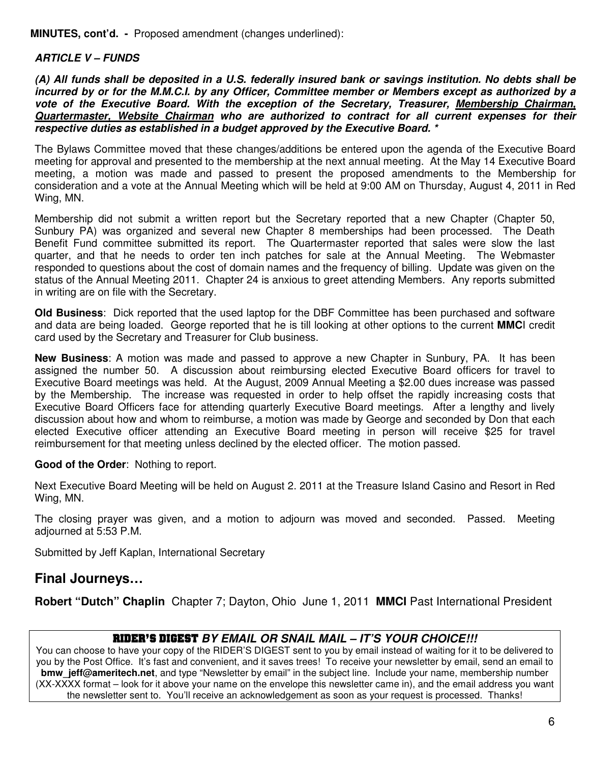**MINUTES, cont'd. -** Proposed amendment (changes underlined):

***ARTICLE V – FUNDS***

***(A) All funds shall be deposited in a U.S. federally insured bank or savings institution. No debts shall be incurred by or for the M.M.C.I. by any Officer, Committee member or Members except as authorized by a vote of the Executive Board. With the exception of the Secretary, Treasurer, <u>Membership Chairman, Quartermaster, Website Chairman</u> who are authorized to contract for all current expenses for their respective duties as established in a budget approved by the Executive Board. \****

The Bylaws Committee moved that these changes/additions be entered upon the agenda of the Executive Board meeting for approval and presented to the membership at the next annual meeting. At the May 14 Executive Board meeting, a motion was made and passed to present the proposed amendments to the Membership for consideration and a vote at the Annual Meeting which will be held at 9:00 AM on Thursday, August 4, 2011 in Red Wing, MN.

Membership did not submit a written report but the Secretary reported that a new Chapter (Chapter 50, Sunbury PA) was organized and several new Chapter 8 memberships had been processed. The Death Benefit Fund committee submitted its report. The Quartermaster reported that sales were slow the last quarter, and that he needs to order ten inch patches for sale at the Annual Meeting. The Webmaster responded to questions about the cost of domain names and the frequency of billing. Update was given on the status of the Annual Meeting 2011. Chapter 24 is anxious to greet attending Members. Any reports submitted in writing are on file with the Secretary.

**Old Business**: Dick reported that the used laptop for the DBF Committee has been purchased and software and data are being loaded. George reported that he is till looking at other options to the current **MMC**I credit card used by the Secretary and Treasurer for Club business.

**New Business**: A motion was made and passed to approve a new Chapter in Sunbury, PA. It has been assigned the number 50. A discussion about reimbursing elected Executive Board officers for travel to Executive Board meetings was held. At the August, 2009 Annual Meeting a $2.00 dues increase was passed by the Membership. The increase was requested in order to help offset the rapidly increasing costs that Executive Board Officers face for attending quarterly Executive Board meetings. After a lengthy and lively discussion about how and whom to reimburse, a motion was made by George and seconded by Don that each elected Executive officer attending an Executive Board meeting in person will receive $25 for travel reimbursement for that meeting unless declined by the elected officer. The motion passed.

**Good of the Order**: Nothing to report.

Next Executive Board Meeting will be held on August 2. 2011 at the Treasure Island Casino and Resort in Red Wing, MN.

The closing prayer was given, and a motion to adjourn was moved and seconded. Passed. Meeting adjourned at 5:53 P.M.

Submitted by Jeff Kaplan, International Secretary

## Final Journeys…

**Robert "Dutch" Chaplin** Chapter 7; Dayton, Ohio June 1, 2011 **MMCI** Past International President

**RIDER'S DIGEST** ***BY EMAIL OR SNAIL MAIL – IT'S YOUR CHOICE!!!***

You can choose to have your copy of the RIDER'S DIGEST sent to you by email instead of waiting for it to be delivered to you by the Post Office. It's fast and convenient, and it saves trees! To receive your newsletter by email, send an email to **bmw_jeff@ameritech.net**, and type "Newsletter by email" in the subject line. Include your name, membership number (XX-XXXX format – look for it above your name on the envelope this newsletter came in), and the email address you want the newsletter sent to. You'll receive an acknowledgement as soon as your request is processed. Thanks!